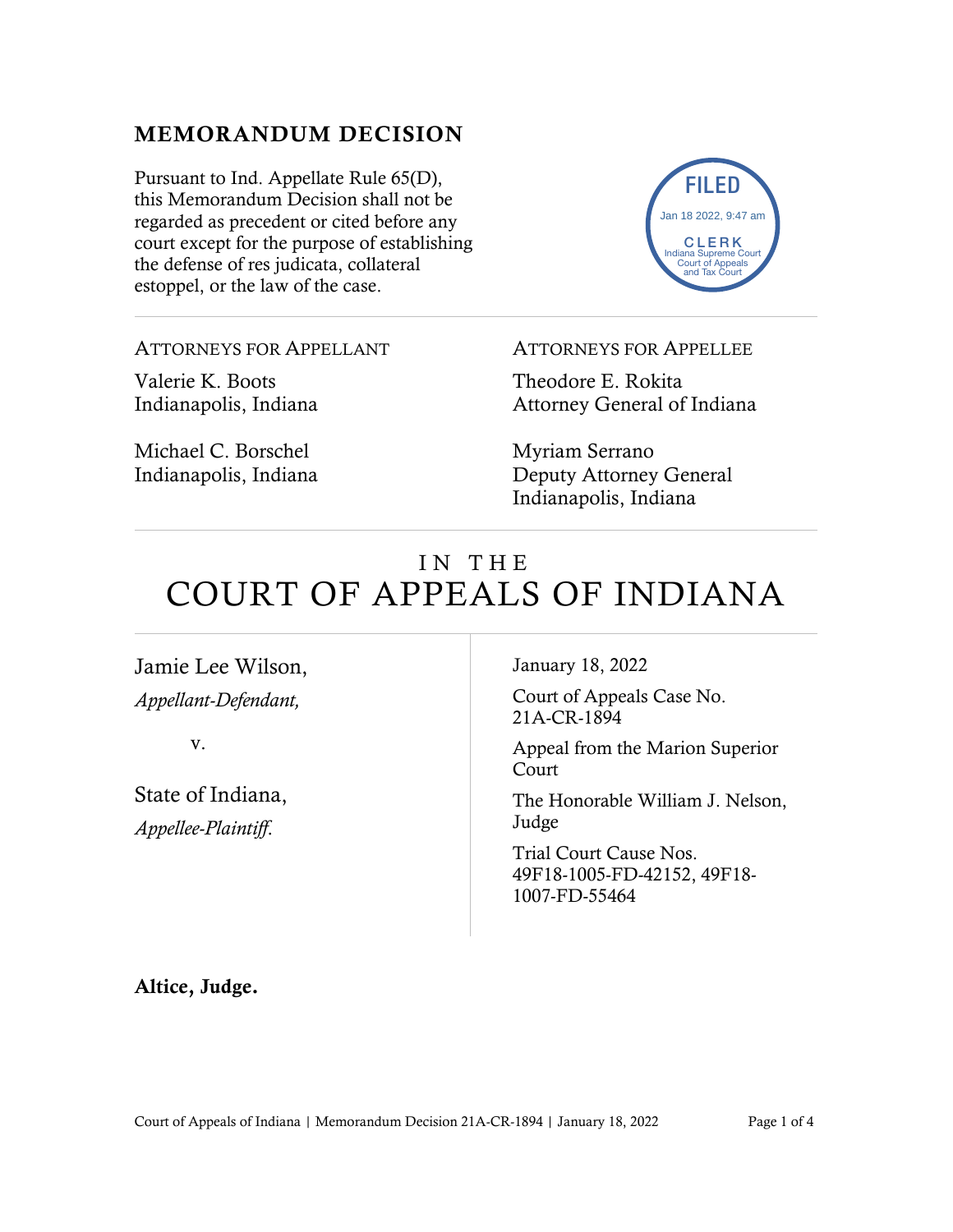## MEMORANDUM DECISION

Pursuant to Ind. Appellate Rule 65(D), this Memorandum Decision shall not be regarded as precedent or cited before any court except for the purpose of establishing the defense of res judicata, collateral estoppel, or the law of the case.

FILED
Jan 18 2022, 9:47 am
CLERK
Indiana Supreme Court
Court of Appeals
and Tax Court

ATTORNEYS FOR APPELLANT

Valerie K. Boots
Indianapolis, Indiana

Michael C. Borschel
Indianapolis, Indiana

ATTORNEYS FOR APPELLEE

Theodore E. Rokita
Attorney General of Indiana

Myriam Serrano
Deputy Attorney General
Indianapolis, Indiana

# IN THE COURT OF APPEALS OF INDIANA

Jamie Lee Wilson,
*Appellant-Defendant,*

v.

State of Indiana,
*Appellee-Plaintiff.*

January 18, 2022

Court of Appeals Case No. 21A-CR-1894

Appeal from the Marion Superior Court

The Honorable William J. Nelson, Judge

Trial Court Cause Nos. 49F18-1005-FD-42152, 49F18-1007-FD-55464

**Altice, Judge.**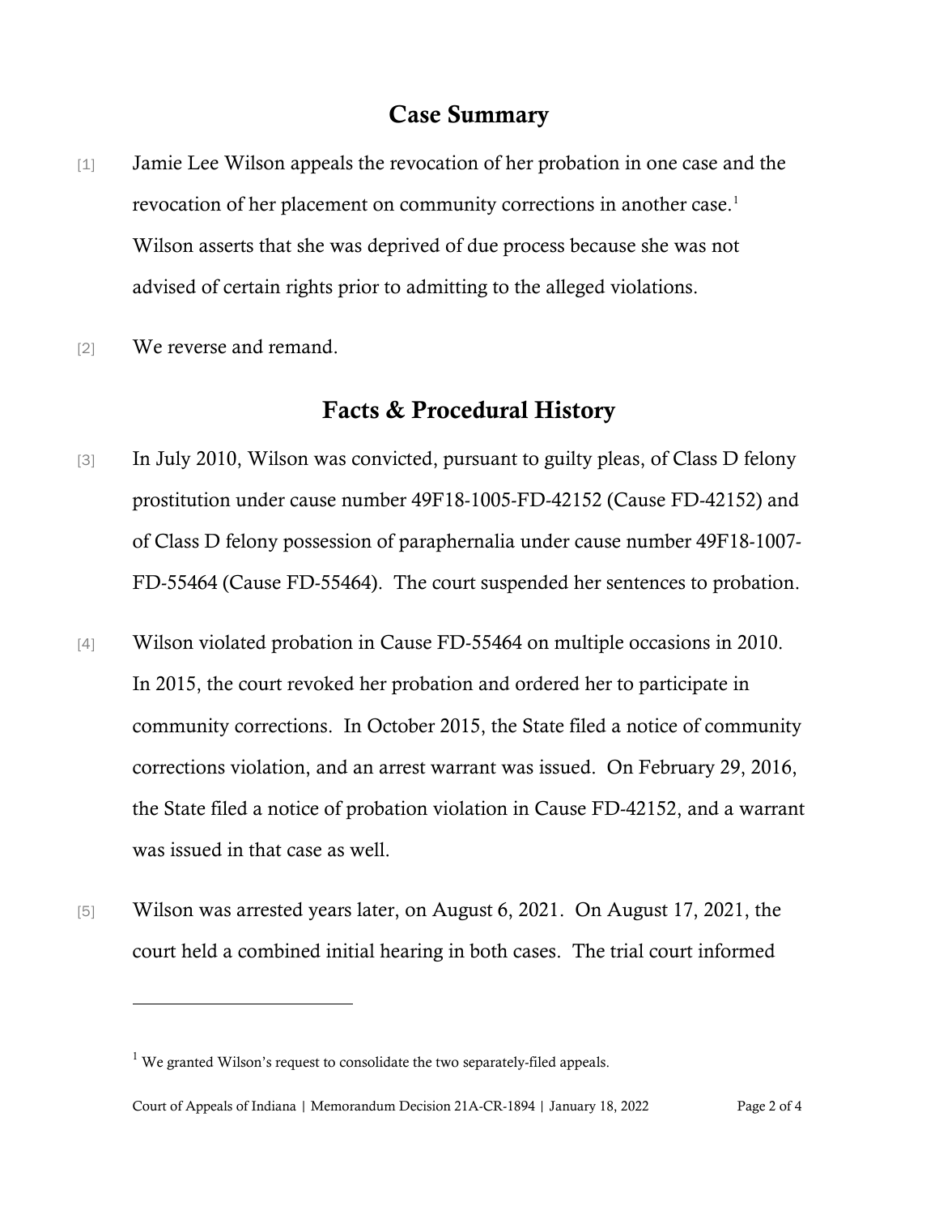## Case Summary

[1] Jamie Lee Wilson appeals the revocation of her probation in one case and the revocation of her placement on community corrections in another case.[1] Wilson asserts that she was deprived of due process because she was not advised of certain rights prior to admitting to the alleged violations.

[2] We reverse and remand.

## Facts & Procedural History

[3] In July 2010, Wilson was convicted, pursuant to guilty pleas, of Class D felony prostitution under cause number 49F18-1005-FD-42152 (Cause FD-42152) and of Class D felony possession of paraphernalia under cause number 49F18-1007-FD-55464 (Cause FD-55464). The court suspended her sentences to probation.

[4] Wilson violated probation in Cause FD-55464 on multiple occasions in 2010. In 2015, the court revoked her probation and ordered her to participate in community corrections. In October 2015, the State filed a notice of community corrections violation, and an arrest warrant was issued. On February 29, 2016, the State filed a notice of probation violation in Cause FD-42152, and a warrant was issued in that case as well.

[5] Wilson was arrested years later, on August 6, 2021. On August 17, 2021, the court held a combined initial hearing in both cases. The trial court informed

[1] We granted Wilson's request to consolidate the two separately-filed appeals.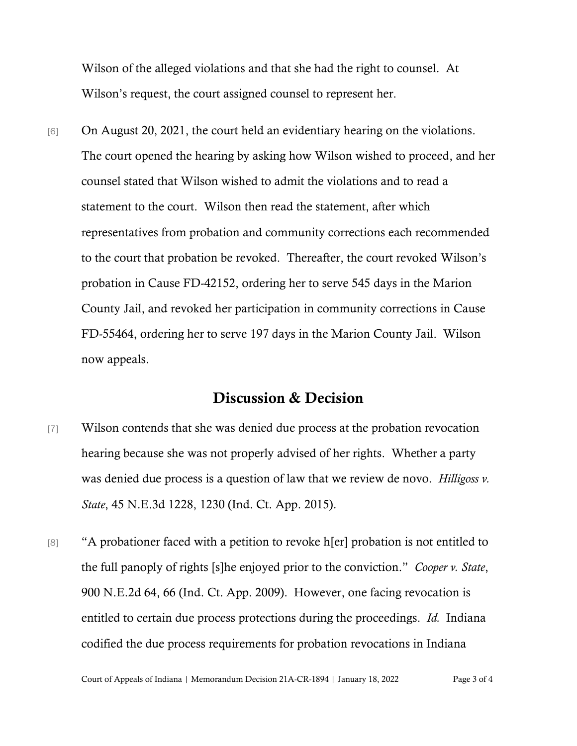Wilson of the alleged violations and that she had the right to counsel. At Wilson's request, the court assigned counsel to represent her.

[6] On August 20, 2021, the court held an evidentiary hearing on the violations. The court opened the hearing by asking how Wilson wished to proceed, and her counsel stated that Wilson wished to admit the violations and to read a statement to the court. Wilson then read the statement, after which representatives from probation and community corrections each recommended to the court that probation be revoked. Thereafter, the court revoked Wilson's probation in Cause FD-42152, ordering her to serve 545 days in the Marion County Jail, and revoked her participation in community corrections in Cause FD-55464, ordering her to serve 197 days in the Marion County Jail. Wilson now appeals.

## Discussion & Decision

[7] Wilson contends that she was denied due process at the probation revocation hearing because she was not properly advised of her rights. Whether a party was denied due process is a question of law that we review de novo. *Hilligoss v. State*, 45 N.E.3d 1228, 1230 (Ind. Ct. App. 2015).

[8] "A probationer faced with a petition to revoke h[er] probation is not entitled to the full panoply of rights [s]he enjoyed prior to the conviction." *Cooper v. State*, 900 N.E.2d 64, 66 (Ind. Ct. App. 2009). However, one facing revocation is entitled to certain due process protections during the proceedings. *Id.* Indiana codified the due process requirements for probation revocations in Indiana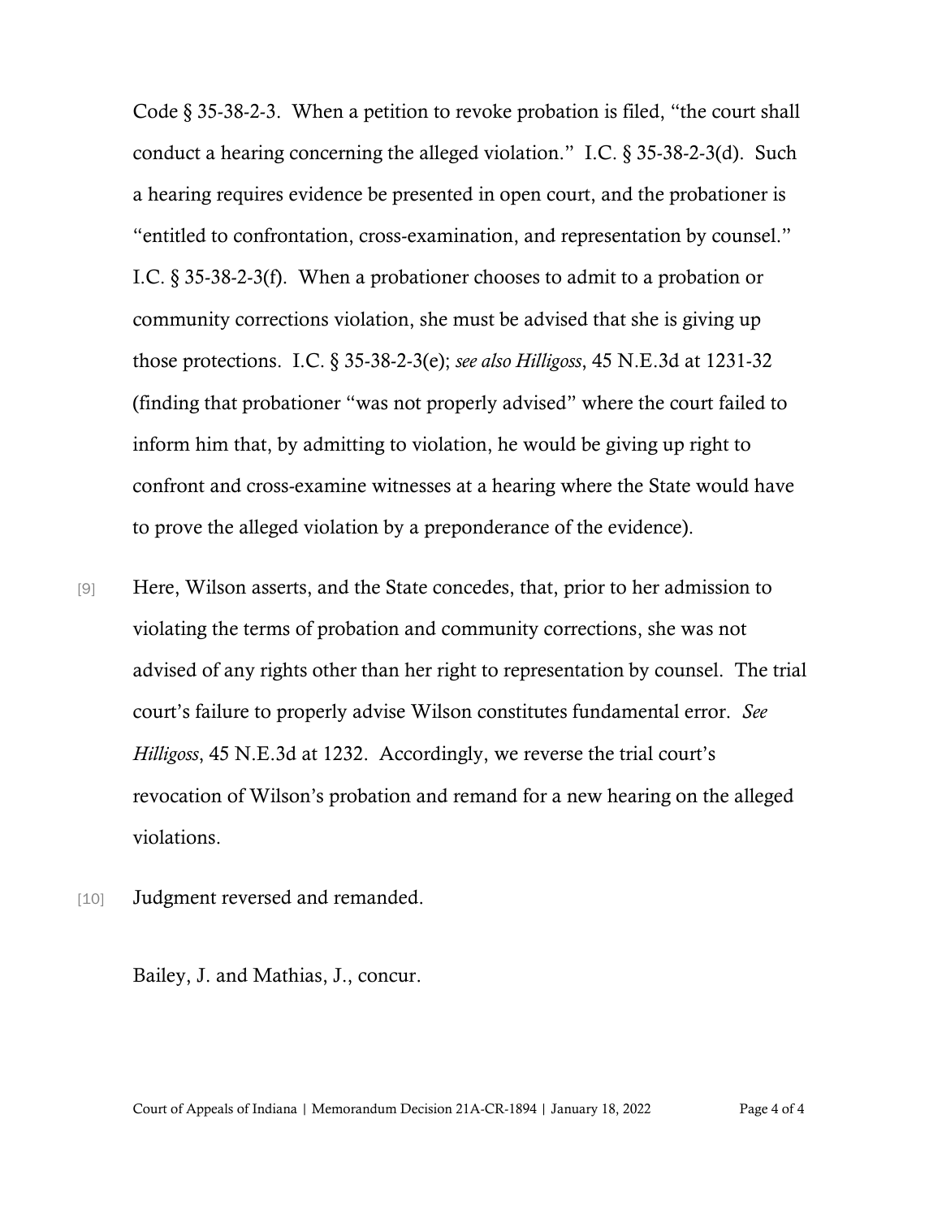Code § 35-38-2-3. When a petition to revoke probation is filed, "the court shall conduct a hearing concerning the alleged violation." I.C. § 35-38-2-3(d). Such a hearing requires evidence be presented in open court, and the probationer is "entitled to confrontation, cross-examination, and representation by counsel." I.C. § 35-38-2-3(f). When a probationer chooses to admit to a probation or community corrections violation, she must be advised that she is giving up those protections. I.C. § 35-38-2-3(e); *see also Hilligoss*, 45 N.E.3d at 1231-32 (finding that probationer "was not properly advised" where the court failed to inform him that, by admitting to violation, he would be giving up right to confront and cross-examine witnesses at a hearing where the State would have to prove the alleged violation by a preponderance of the evidence).

[9] Here, Wilson asserts, and the State concedes, that, prior to her admission to violating the terms of probation and community corrections, she was not advised of any rights other than her right to representation by counsel. The trial court's failure to properly advise Wilson constitutes fundamental error. *See Hilligoss*, 45 N.E.3d at 1232. Accordingly, we reverse the trial court's revocation of Wilson's probation and remand for a new hearing on the alleged violations.

[10] Judgment reversed and remanded.

Bailey, J. and Mathias, J., concur.